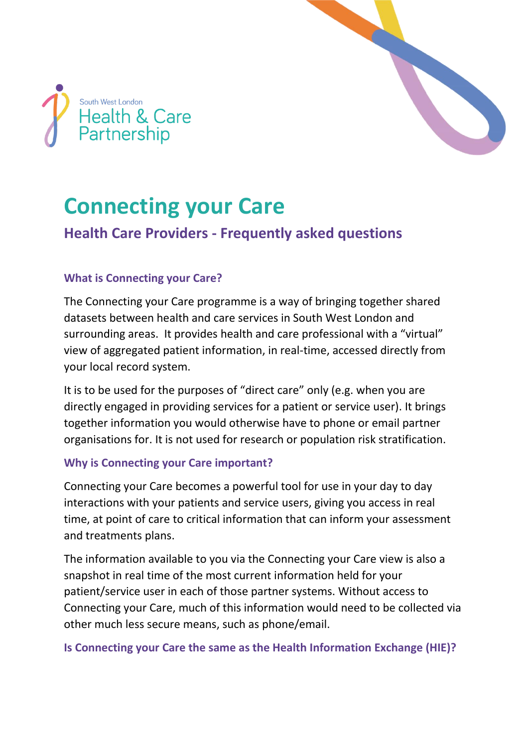South West London
Health & Care
Partnership

# Connecting your Care

## Health Care Providers - Frequently asked questions

### What is Connecting your Care?

The Connecting your Care programme is a way of bringing together shared datasets between health and care services in South West London and surrounding areas. It provides health and care professional with a "virtual" view of aggregated patient information, in real-time, accessed directly from your local record system.

It is to be used for the purposes of "direct care" only (e.g. when you are directly engaged in providing services for a patient or service user). It brings together information you would otherwise have to phone or email partner organisations for. It is not used for research or population risk stratification.

### Why is Connecting your Care important?

Connecting your Care becomes a powerful tool for use in your day to day interactions with your patients and service users, giving you access in real time, at point of care to critical information that can inform your assessment and treatments plans.

The information available to you via the Connecting your Care view is also a snapshot in real time of the most current information held for your patient/service user in each of those partner systems. Without access to Connecting your Care, much of this information would need to be collected via other much less secure means, such as phone/email.

### Is Connecting your Care the same as the Health Information Exchange (HIE)?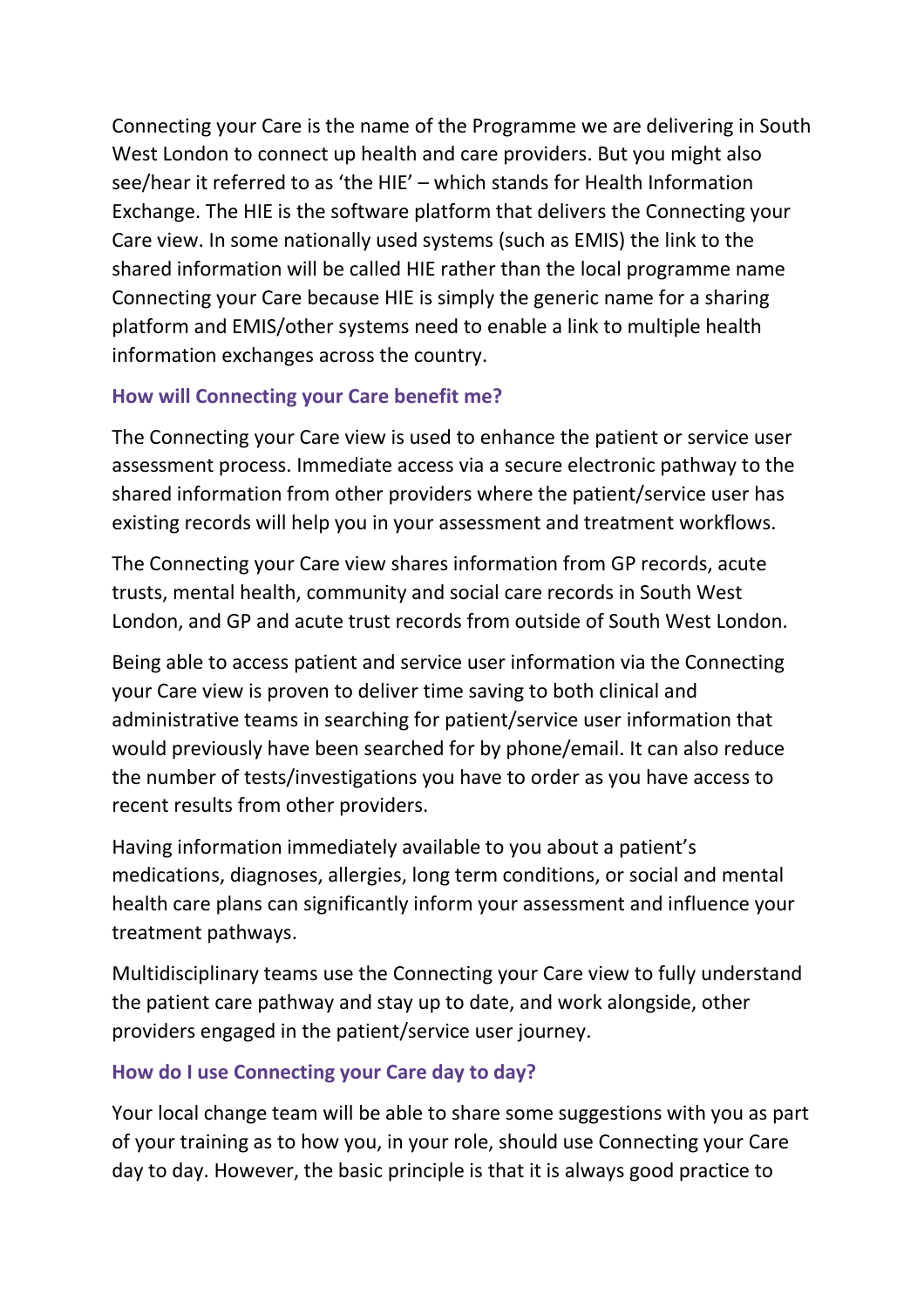Connecting your Care is the name of the Programme we are delivering in South West London to connect up health and care providers. But you might also see/hear it referred to as 'the HIE' – which stands for Health Information Exchange. The HIE is the software platform that delivers the Connecting your Care view. In some nationally used systems (such as EMIS) the link to the shared information will be called HIE rather than the local programme name Connecting your Care because HIE is simply the generic name for a sharing platform and EMIS/other systems need to enable a link to multiple health information exchanges across the country.

## How will Connecting your Care benefit me?

The Connecting your Care view is used to enhance the patient or service user assessment process. Immediate access via a secure electronic pathway to the shared information from other providers where the patient/service user has existing records will help you in your assessment and treatment workflows.

The Connecting your Care view shares information from GP records, acute trusts, mental health, community and social care records in South West London, and GP and acute trust records from outside of South West London.

Being able to access patient and service user information via the Connecting your Care view is proven to deliver time saving to both clinical and administrative teams in searching for patient/service user information that would previously have been searched for by phone/email. It can also reduce the number of tests/investigations you have to order as you have access to recent results from other providers.

Having information immediately available to you about a patient's medications, diagnoses, allergies, long term conditions, or social and mental health care plans can significantly inform your assessment and influence your treatment pathways.

Multidisciplinary teams use the Connecting your Care view to fully understand the patient care pathway and stay up to date, and work alongside, other providers engaged in the patient/service user journey.

## How do I use Connecting your Care day to day?

Your local change team will be able to share some suggestions with you as part of your training as to how you, in your role, should use Connecting your Care day to day. However, the basic principle is that it is always good practice to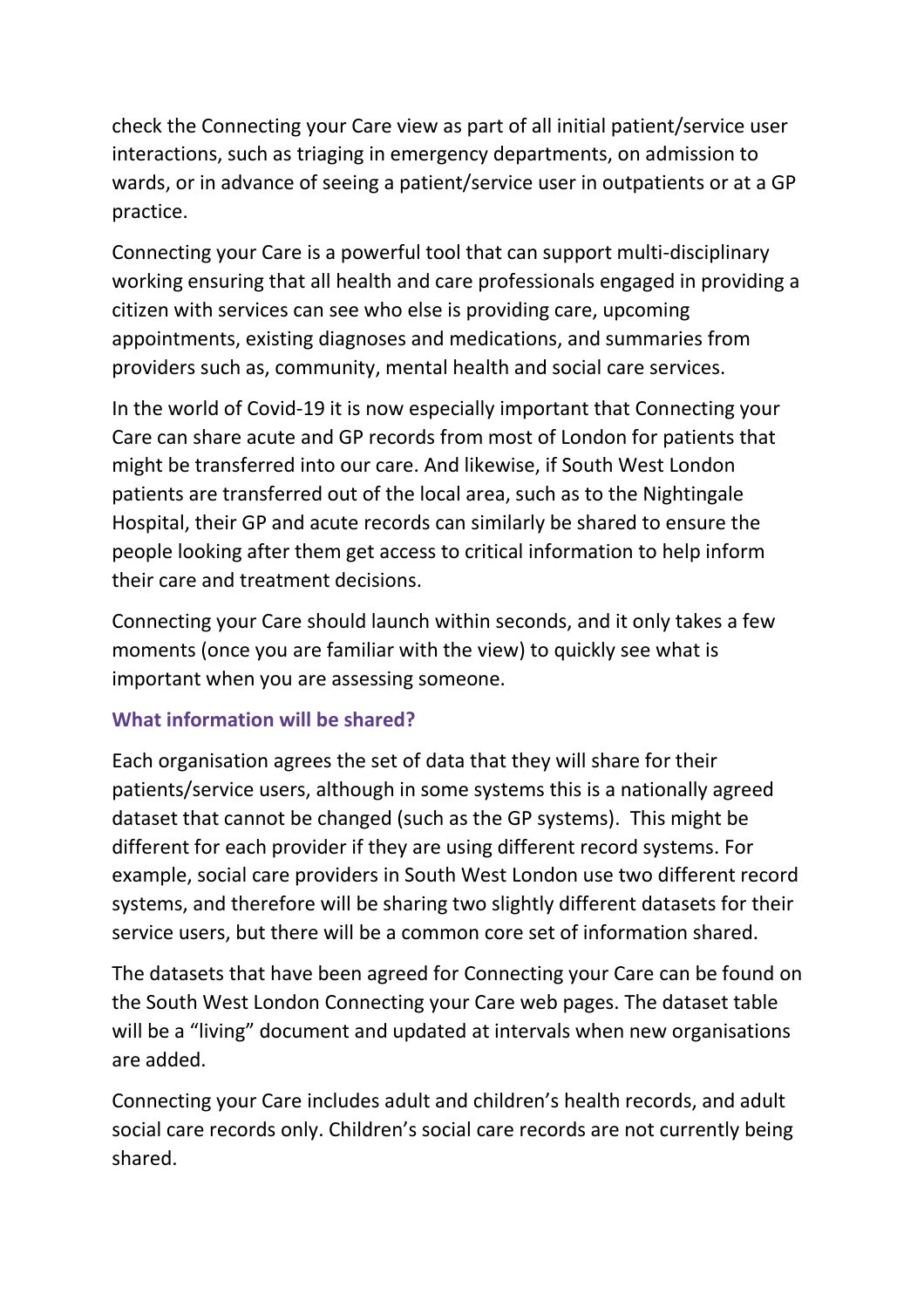check the Connecting your Care view as part of all initial patient/service user interactions, such as triaging in emergency departments, on admission to wards, or in advance of seeing a patient/service user in outpatients or at a GP practice.

Connecting your Care is a powerful tool that can support multi-disciplinary working ensuring that all health and care professionals engaged in providing a citizen with services can see who else is providing care, upcoming appointments, existing diagnoses and medications, and summaries from providers such as, community, mental health and social care services.

In the world of Covid-19 it is now especially important that Connecting your Care can share acute and GP records from most of London for patients that might be transferred into our care. And likewise, if South West London patients are transferred out of the local area, such as to the Nightingale Hospital, their GP and acute records can similarly be shared to ensure the people looking after them get access to critical information to help inform their care and treatment decisions.

Connecting your Care should launch within seconds, and it only takes a few moments (once you are familiar with the view) to quickly see what is important when you are assessing someone.

### What information will be shared?

Each organisation agrees the set of data that they will share for their patients/service users, although in some systems this is a nationally agreed dataset that cannot be changed (such as the GP systems). This might be different for each provider if they are using different record systems. For example, social care providers in South West London use two different record systems, and therefore will be sharing two slightly different datasets for their service users, but there will be a common core set of information shared.

The datasets that have been agreed for Connecting your Care can be found on the South West London Connecting your Care web pages. The dataset table will be a "living" document and updated at intervals when new organisations are added.

Connecting your Care includes adult and children's health records, and adult social care records only. Children's social care records are not currently being shared.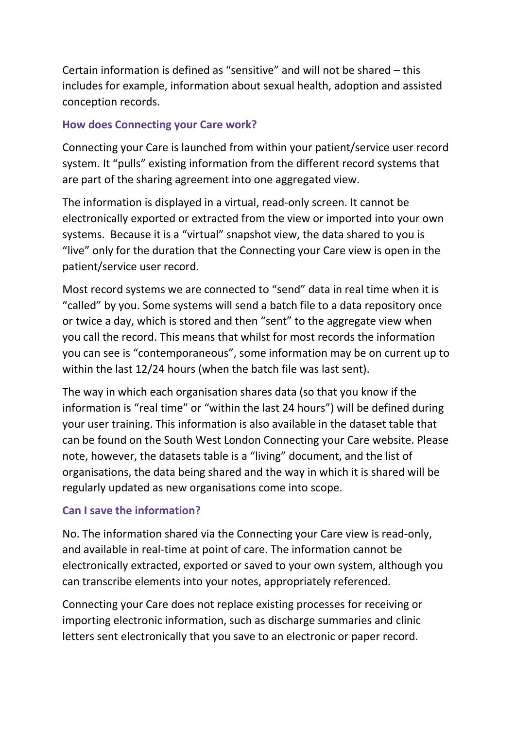Certain information is defined as “sensitive” and will not be shared – this includes for example, information about sexual health, adoption and assisted conception records.

### How does Connecting your Care work?

Connecting your Care is launched from within your patient/service user record system. It “pulls” existing information from the different record systems that are part of the sharing agreement into one aggregated view.

The information is displayed in a virtual, read-only screen. It cannot be electronically exported or extracted from the view or imported into your own systems. Because it is a “virtual” snapshot view, the data shared to you is “live” only for the duration that the Connecting your Care view is open in the patient/service user record.

Most record systems we are connected to “send” data in real time when it is “called” by you. Some systems will send a batch file to a data repository once or twice a day, which is stored and then “sent” to the aggregate view when you call the record. This means that whilst for most records the information you can see is “contemporaneous”, some information may be on current up to within the last 12/24 hours (when the batch file was last sent).

The way in which each organisation shares data (so that you know if the information is “real time” or “within the last 24 hours”) will be defined during your user training. This information is also available in the dataset table that can be found on the South West London Connecting your Care website. Please note, however, the datasets table is a “living” document, and the list of organisations, the data being shared and the way in which it is shared will be regularly updated as new organisations come into scope.

### Can I save the information?

No. The information shared via the Connecting your Care view is read-only, and available in real-time at point of care. The information cannot be electronically extracted, exported or saved to your own system, although you can transcribe elements into your notes, appropriately referenced.

Connecting your Care does not replace existing processes for receiving or importing electronic information, such as discharge summaries and clinic letters sent electronically that you save to an electronic or paper record.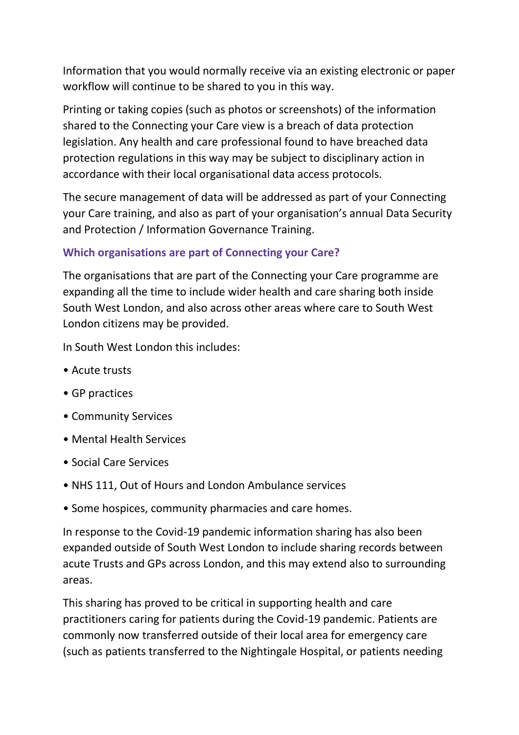Information that you would normally receive via an existing electronic or paper workflow will continue to be shared to you in this way.

Printing or taking copies (such as photos or screenshots) of the information shared to the Connecting your Care view is a breach of data protection legislation. Any health and care professional found to have breached data protection regulations in this way may be subject to disciplinary action in accordance with their local organisational data access protocols.

The secure management of data will be addressed as part of your Connecting your Care training, and also as part of your organisation's annual Data Security and Protection / Information Governance Training.

### Which organisations are part of Connecting your Care?

The organisations that are part of the Connecting your Care programme are expanding all the time to include wider health and care sharing both inside South West London, and also across other areas where care to South West London citizens may be provided.

In South West London this includes:

- Acute trusts
- GP practices
- Community Services
- Mental Health Services
- Social Care Services
- NHS 111, Out of Hours and London Ambulance services
- Some hospices, community pharmacies and care homes.

In response to the Covid-19 pandemic information sharing has also been expanded outside of South West London to include sharing records between acute Trusts and GPs across London, and this may extend also to surrounding areas.

This sharing has proved to be critical in supporting health and care practitioners caring for patients during the Covid-19 pandemic. Patients are commonly now transferred outside of their local area for emergency care (such as patients transferred to the Nightingale Hospital, or patients needing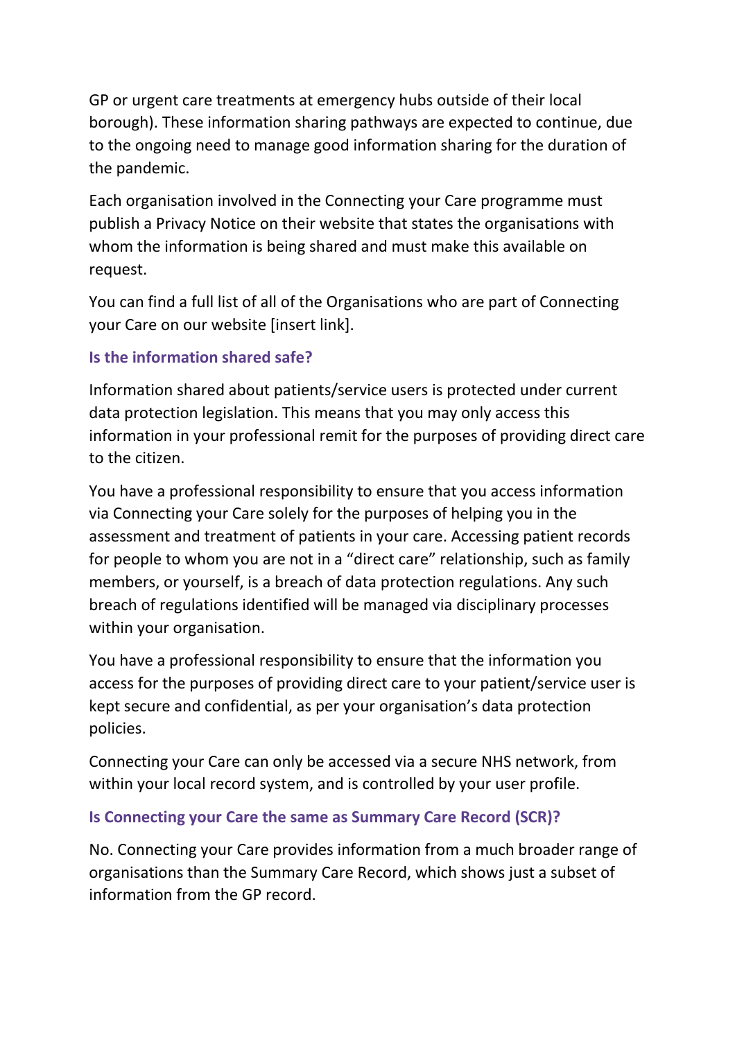GP or urgent care treatments at emergency hubs outside of their local borough). These information sharing pathways are expected to continue, due to the ongoing need to manage good information sharing for the duration of the pandemic.

Each organisation involved in the Connecting your Care programme must publish a Privacy Notice on their website that states the organisations with whom the information is being shared and must make this available on request.

You can find a full list of all of the Organisations who are part of Connecting your Care on our website [insert link].

### Is the information shared safe?

Information shared about patients/service users is protected under current data protection legislation. This means that you may only access this information in your professional remit for the purposes of providing direct care to the citizen.

You have a professional responsibility to ensure that you access information via Connecting your Care solely for the purposes of helping you in the assessment and treatment of patients in your care. Accessing patient records for people to whom you are not in a “direct care” relationship, such as family members, or yourself, is a breach of data protection regulations. Any such breach of regulations identified will be managed via disciplinary processes within your organisation.

You have a professional responsibility to ensure that the information you access for the purposes of providing direct care to your patient/service user is kept secure and confidential, as per your organisation’s data protection policies.

Connecting your Care can only be accessed via a secure NHS network, from within your local record system, and is controlled by your user profile.

### Is Connecting your Care the same as Summary Care Record (SCR)?

No. Connecting your Care provides information from a much broader range of organisations than the Summary Care Record, which shows just a subset of information from the GP record.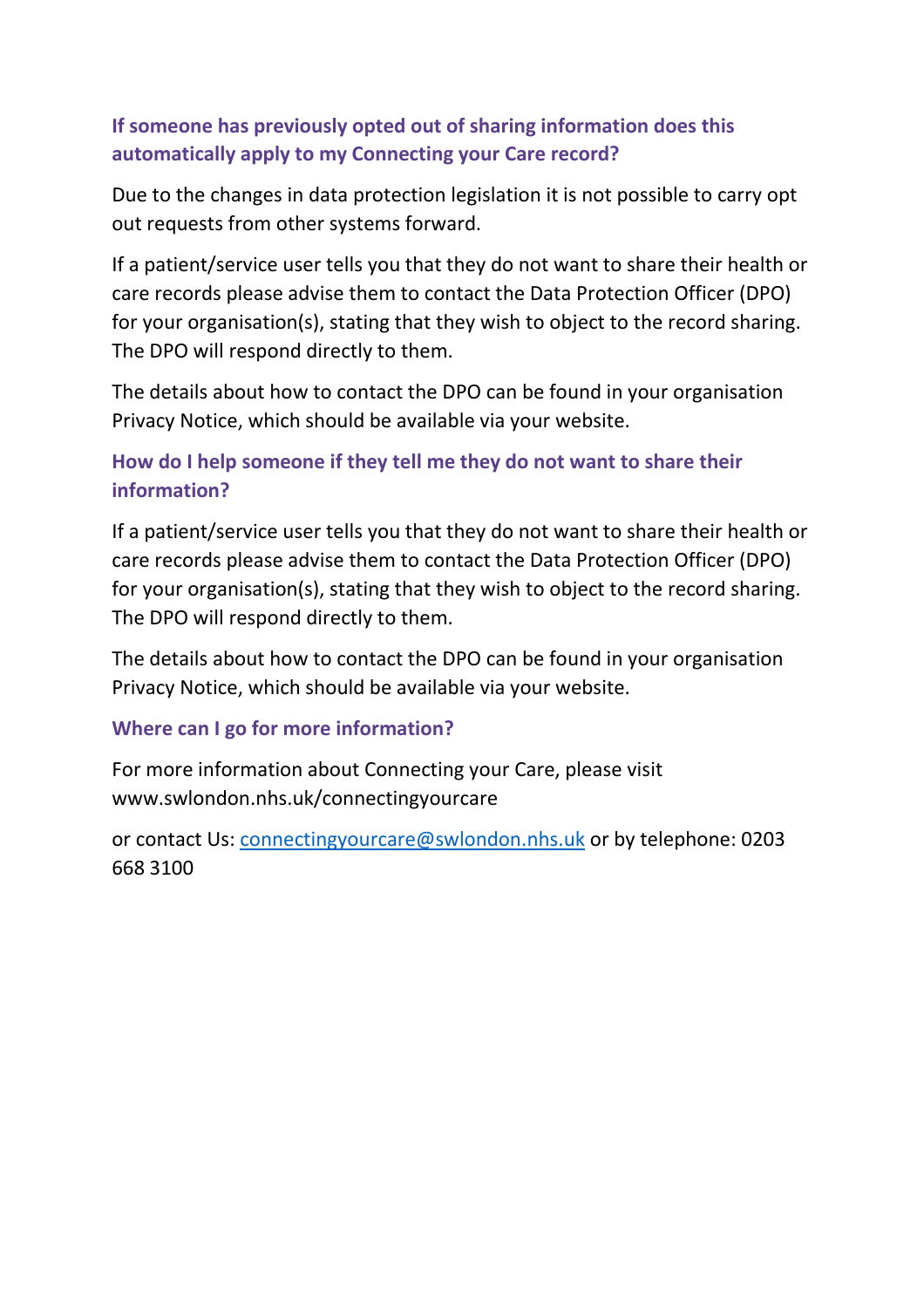### If someone has previously opted out of sharing information does this automatically apply to my Connecting your Care record?

Due to the changes in data protection legislation it is not possible to carry opt out requests from other systems forward.

If a patient/service user tells you that they do not want to share their health or care records please advise them to contact the Data Protection Officer (DPO) for your organisation(s), stating that they wish to object to the record sharing. The DPO will respond directly to them.

The details about how to contact the DPO can be found in your organisation Privacy Notice, which should be available via your website.

### How do I help someone if they tell me they do not want to share their information?

If a patient/service user tells you that they do not want to share their health or care records please advise them to contact the Data Protection Officer (DPO) for your organisation(s), stating that they wish to object to the record sharing. The DPO will respond directly to them.

The details about how to contact the DPO can be found in your organisation Privacy Notice, which should be available via your website.

### Where can I go for more information?

For more information about Connecting your Care, please visit www.swlondon.nhs.uk/connectingyourcare

or contact Us: [connectingyourcare@swlondon.nhs.uk](mailto:connectingyourcare@swlondon.nhs.uk) or by telephone: 0203 668 3100